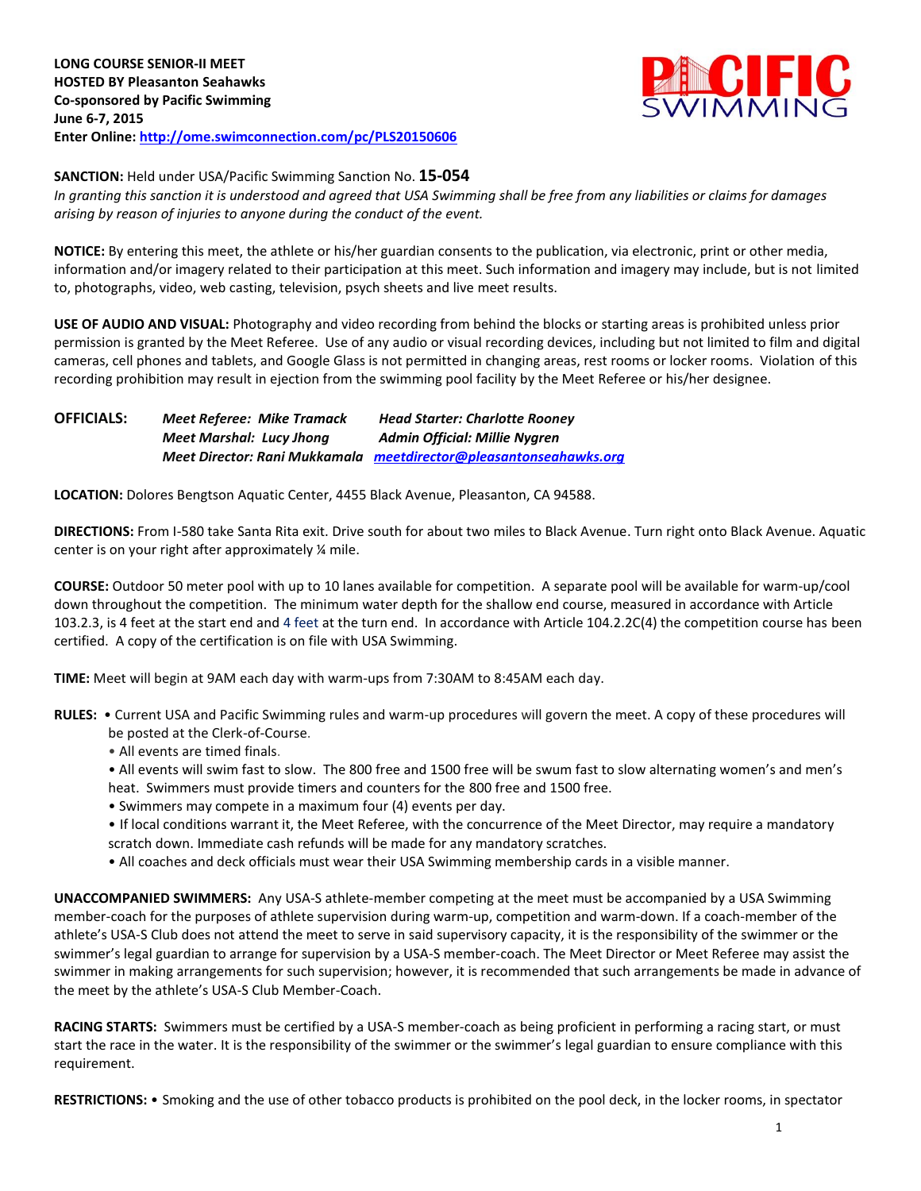**LONG COURSE SENIOR-II MEET**
**HOSTED BY Pleasanton Seahawks**
**Co-sponsored by Pacific Swimming**
**June 6-7, 2015**
**Enter Online: http://ome.swimconnection.com/pc/PLS20150606**

**SANCTION:** Held under USA/Pacific Swimming Sanction No. **15-054**
*In granting this sanction it is understood and agreed that USA Swimming shall be free from any liabilities or claims for damages arising by reason of injuries to anyone during the conduct of the event.*

**NOTICE:** By entering this meet, the athlete or his/her guardian consents to the publication, via electronic, print or other media, information and/or imagery related to their participation at this meet. Such information and imagery may include, but is not limited to, photographs, video, web casting, television, psych sheets and live meet results.

**USE OF AUDIO AND VISUAL:** Photography and video recording from behind the blocks or starting areas is prohibited unless prior permission is granted by the Meet Referee. Use of any audio or visual recording devices, including but not limited to film and digital cameras, cell phones and tablets, and Google Glass is not permitted in changing areas, rest rooms or locker rooms. Violation of this recording prohibition may result in ejection from the swimming pool facility by the Meet Referee or his/her designee.

**OFFICIALS:** *Meet Referee: Mike Tramack* — *Head Starter: Charlotte Rooney*
*Meet Marshal: Lucy Jhong* — *Admin Official: Millie Nygren*
*Meet Director: Rani Mukkamala* — *meetdirector@pleasantonseahawks.org*

**LOCATION:** Dolores Bengtson Aquatic Center, 4455 Black Avenue, Pleasanton, CA 94588.

**DIRECTIONS:** From I-580 take Santa Rita exit. Drive south for about two miles to Black Avenue. Turn right onto Black Avenue. Aquatic center is on your right after approximately ¼ mile.

**COURSE:** Outdoor 50 meter pool with up to 10 lanes available for competition. A separate pool will be available for warm-up/cool down throughout the competition. The minimum water depth for the shallow end course, measured in accordance with Article 103.2.3, is 4 feet at the start end and 4 feet at the turn end. In accordance with Article 104.2.2C(4) the competition course has been certified. A copy of the certification is on file with USA Swimming.

**TIME:** Meet will begin at 9AM each day with warm-ups from 7:30AM to 8:45AM each day.

**RULES:**
- Current USA and Pacific Swimming rules and warm-up procedures will govern the meet. A copy of these procedures will be posted at the Clerk-of-Course.
- All events are timed finals.
- All events will swim fast to slow. The 800 free and 1500 free will be swum fast to slow alternating women's and men's heat. Swimmers must provide timers and counters for the 800 free and 1500 free.
- Swimmers may compete in a maximum four (4) events per day.
- If local conditions warrant it, the Meet Referee, with the concurrence of the Meet Director, may require a mandatory scratch down. Immediate cash refunds will be made for any mandatory scratches.
- All coaches and deck officials must wear their USA Swimming membership cards in a visible manner.

**UNACCOMPANIED SWIMMERS:** Any USA-S athlete-member competing at the meet must be accompanied by a USA Swimming member-coach for the purposes of athlete supervision during warm-up, competition and warm-down. If a coach-member of the athlete's USA-S Club does not attend the meet to serve in said supervisory capacity, it is the responsibility of the swimmer or the swimmer's legal guardian to arrange for supervision by a USA-S member-coach. The Meet Director or Meet Referee may assist the swimmer in making arrangements for such supervision; however, it is recommended that such arrangements be made in advance of the meet by the athlete's USA-S Club Member-Coach.

**RACING STARTS:** Swimmers must be certified by a USA-S member-coach as being proficient in performing a racing start, or must start the race in the water. It is the responsibility of the swimmer or the swimmer's legal guardian to ensure compliance with this requirement.

**RESTRICTIONS:**
- Smoking and the use of other tobacco products is prohibited on the pool deck, in the locker rooms, in spectator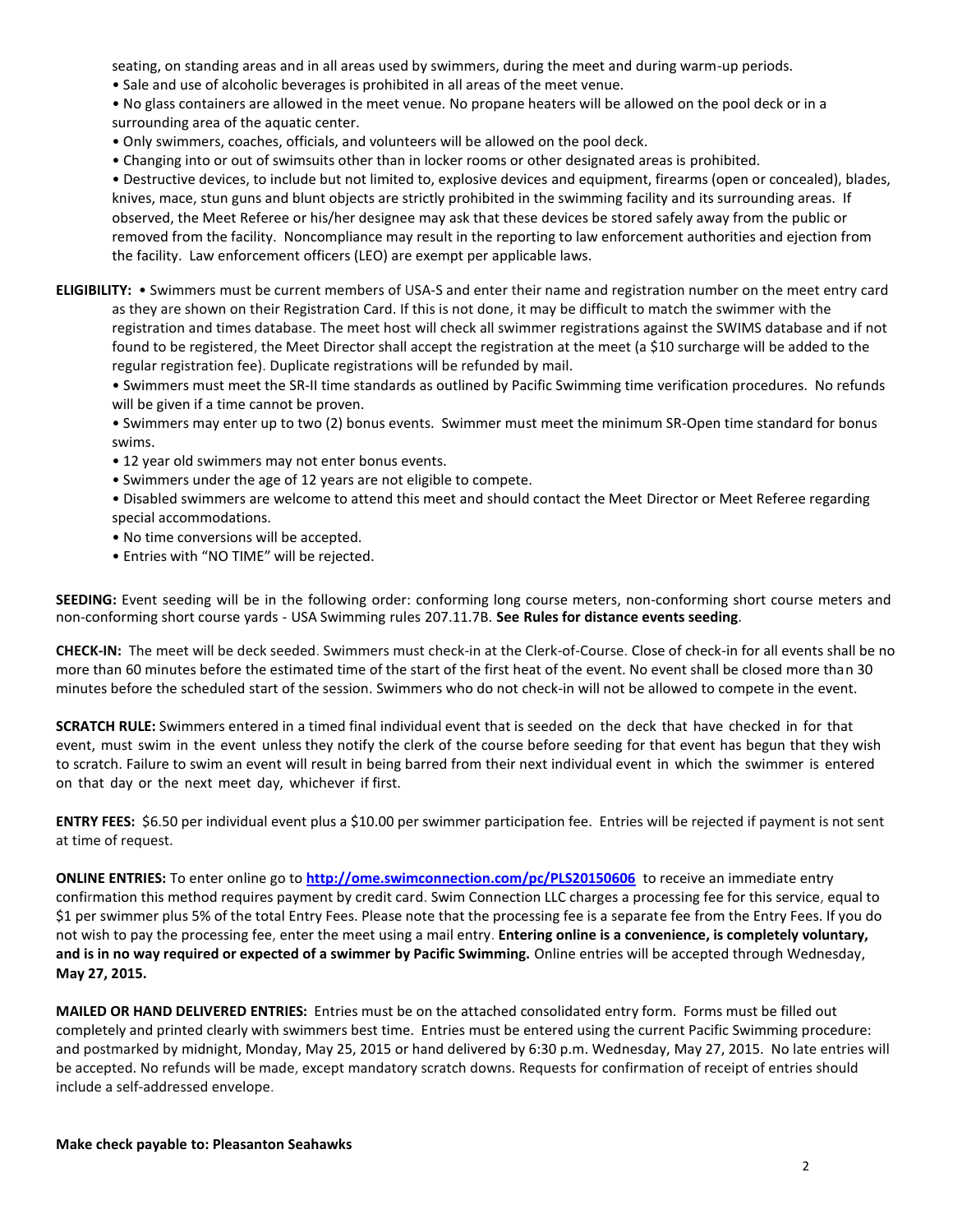seating, on standing areas and in all areas used by swimmers, during the meet and during warm-up periods.

• Sale and use of alcoholic beverages is prohibited in all areas of the meet venue.

• No glass containers are allowed in the meet venue. No propane heaters will be allowed on the pool deck or in a surrounding area of the aquatic center.

• Only swimmers, coaches, officials, and volunteers will be allowed on the pool deck.

• Changing into or out of swimsuits other than in locker rooms or other designated areas is prohibited.

• Destructive devices, to include but not limited to, explosive devices and equipment, firearms (open or concealed), blades, knives, mace, stun guns and blunt objects are strictly prohibited in the swimming facility and its surrounding areas. If observed, the Meet Referee or his/her designee may ask that these devices be stored safely away from the public or removed from the facility. Noncompliance may result in the reporting to law enforcement authorities and ejection from the facility. Law enforcement officers (LEO) are exempt per applicable laws.

**ELIGIBILITY:** • Swimmers must be current members of USA-S and enter their name and registration number on the meet entry card as they are shown on their Registration Card. If this is not done, it may be difficult to match the swimmer with the registration and times database. The meet host will check all swimmer registrations against the SWIMS database and if not found to be registered, the Meet Director shall accept the registration at the meet (a $10 surcharge will be added to the regular registration fee). Duplicate registrations will be refunded by mail.

• Swimmers must meet the SR-II time standards as outlined by Pacific Swimming time verification procedures. No refunds will be given if a time cannot be proven.

• Swimmers may enter up to two (2) bonus events. Swimmer must meet the minimum SR-Open time standard for bonus swims.

• 12 year old swimmers may not enter bonus events.

• Swimmers under the age of 12 years are not eligible to compete.

• Disabled swimmers are welcome to attend this meet and should contact the Meet Director or Meet Referee regarding special accommodations.

• No time conversions will be accepted.

• Entries with "NO TIME" will be rejected.

**SEEDING:** Event seeding will be in the following order: conforming long course meters, non-conforming short course meters and non-conforming short course yards - USA Swimming rules 207.11.7B. **See Rules for distance events seeding**.

**CHECK-IN:** The meet will be deck seeded. Swimmers must check-in at the Clerk-of-Course. Close of check-in for all events shall be no more than 60 minutes before the estimated time of the start of the first heat of the event. No event shall be closed more than 30 minutes before the scheduled start of the session. Swimmers who do not check-in will not be allowed to compete in the event.

**SCRATCH RULE:** Swimmers entered in a timed final individual event that is seeded on the deck that have checked in for that event, must swim in the event unless they notify the clerk of the course before seeding for that event has begun that they wish to scratch. Failure to swim an event will result in being barred from their next individual event in which the swimmer is entered on that day or the next meet day, whichever if first.

**ENTRY FEES:** $6.50 per individual event plus a $10.00 per swimmer participation fee. Entries will be rejected if payment is not sent at time of request.

**ONLINE ENTRIES:** To enter online go to **http://ome.swimconnection.com/pc/PLS20150606** to receive an immediate entry confirmation this method requires payment by credit card. Swim Connection LLC charges a processing fee for this service, equal to $1 per swimmer plus 5% of the total Entry Fees. Please note that the processing fee is a separate fee from the Entry Fees. If you do not wish to pay the processing fee, enter the meet using a mail entry. **Entering online is a convenience, is completely voluntary, and is in no way required or expected of a swimmer by Pacific Swimming.** Online entries will be accepted through Wednesday, **May 27, 2015.**

**MAILED OR HAND DELIVERED ENTRIES:** Entries must be on the attached consolidated entry form. Forms must be filled out completely and printed clearly with swimmers best time. Entries must be entered using the current Pacific Swimming procedure: and postmarked by midnight, Monday, May 25, 2015 or hand delivered by 6:30 p.m. Wednesday, May 27, 2015. No late entries will be accepted. No refunds will be made, except mandatory scratch downs. Requests for confirmation of receipt of entries should include a self-addressed envelope.

**Make check payable to: Pleasanton Seahawks**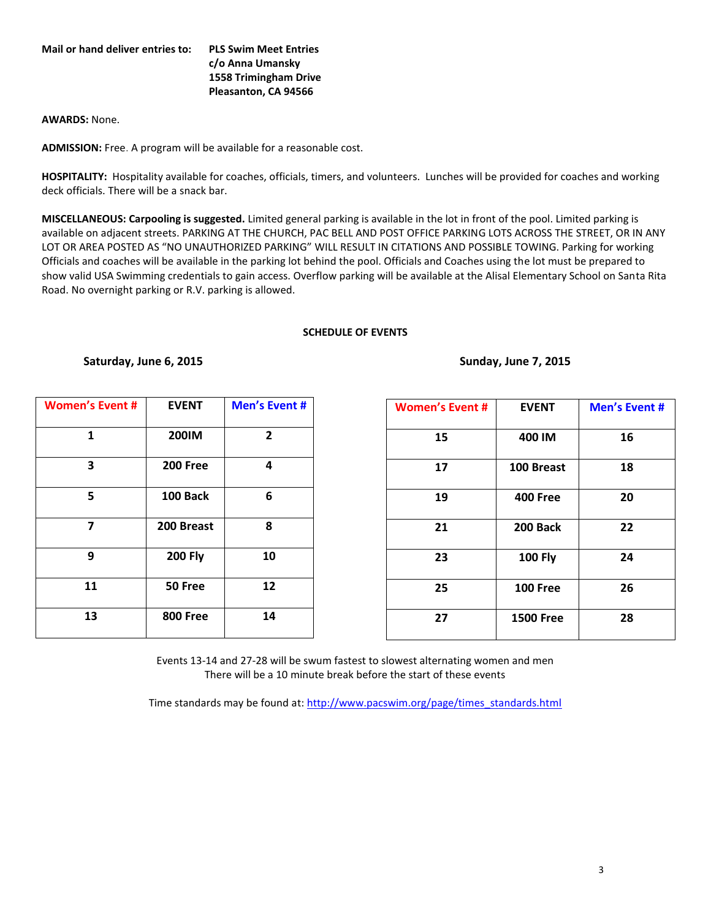**Mail or hand deliver entries to:** **PLS Swim Meet Entries**
**c/o Anna Umansky**
**1558 Trimingham Drive**
**Pleasanton, CA 94566**

**AWARDS:** None.

**ADMISSION:** Free. A program will be available for a reasonable cost.

**HOSPITALITY:** Hospitality available for coaches, officials, timers, and volunteers. Lunches will be provided for coaches and working deck officials. There will be a snack bar.

**MISCELLANEOUS: Carpooling is suggested.** Limited general parking is available in the lot in front of the pool. Limited parking is available on adjacent streets. PARKING AT THE CHURCH, PAC BELL AND POST OFFICE PARKING LOTS ACROSS THE STREET, OR IN ANY LOT OR AREA POSTED AS "NO UNAUTHORIZED PARKING" WILL RESULT IN CITATIONS AND POSSIBLE TOWING. Parking for working Officials and coaches will be available in the parking lot behind the pool. Officials and Coaches using the lot must be prepared to show valid USA Swimming credentials to gain access. Overflow parking will be available at the Alisal Elementary School on Santa Rita Road. No overnight parking or R.V. parking is allowed.

**SCHEDULE OF EVENTS**

**Saturday, June 6, 2015**

| Women's Event # | EVENT | Men's Event # |
|---|---|---|
| 1 | 200IM | 2 |
| 3 | 200 Free | 4 |
| 5 | 100 Back | 6 |
| 7 | 200 Breast | 8 |
| 9 | 200 Fly | 10 |
| 11 | 50 Free | 12 |
| 13 | 800 Free | 14 |

**Sunday, June 7, 2015**

| Women's Event # | EVENT | Men's Event # |
|---|---|---|
| 15 | 400 IM | 16 |
| 17 | 100 Breast | 18 |
| 19 | 400 Free | 20 |
| 21 | 200 Back | 22 |
| 23 | 100 Fly | 24 |
| 25 | 100 Free | 26 |
| 27 | 1500 Free | 28 |

Events 13-14 and 27-28 will be swum fastest to slowest alternating women and men
There will be a 10 minute break before the start of these events

Time standards may be found at: http://www.pacswim.org/page/times_standards.html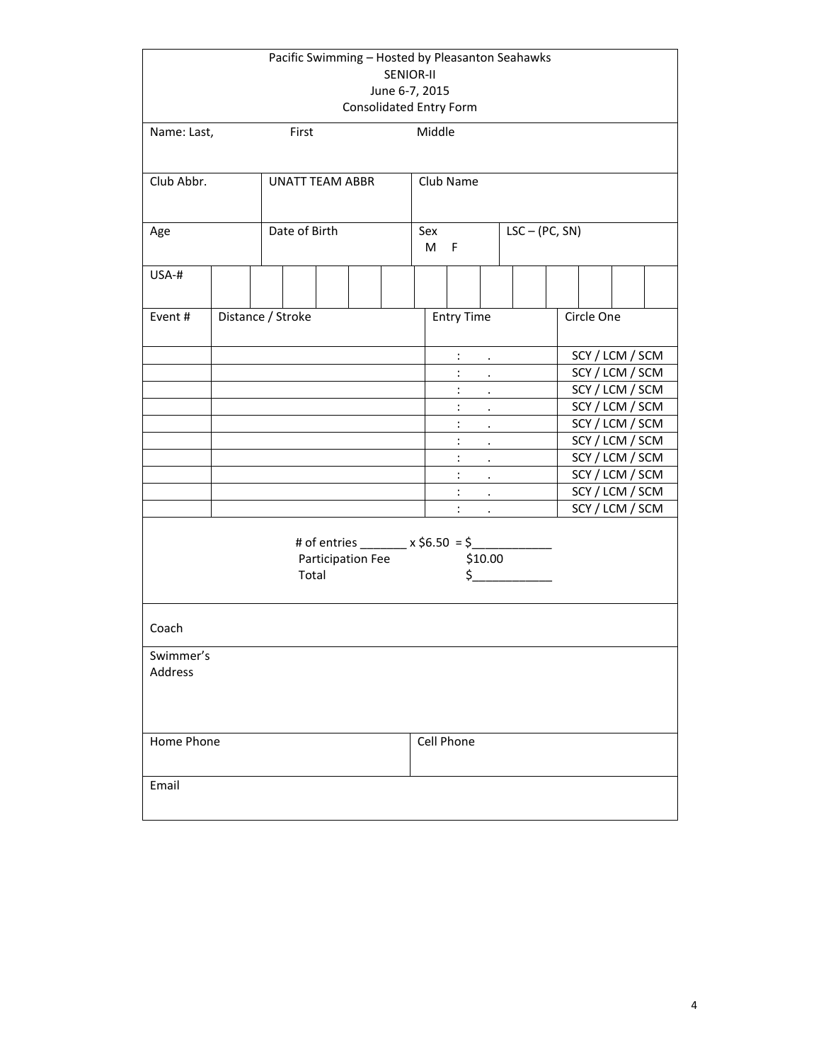Pacific Swimming – Hosted by Pleasanton Seahawks
SENIOR-II
June 6-7, 2015
Consolidated Entry Form

| Name: Last, | First | Middle |
|---|---|---|
| | | |

| Club Abbr. | UNATT TEAM ABBR | Club Name |
|---|---|---|
| | | |

| Age | Date of Birth | Sex M F | LSC – (PC, SN) |
|---|---|---|---|
| | | | |

| USA-# | | | | | | | | | | | | | | |
|---|---|---|---|---|---|---|---|---|---|---|---|---|---|---|

| Event # | Distance / Stroke | Entry Time | Circle One |
|---|---|---|---|
| | | : . | SCY / LCM / SCM |
| | | : . | SCY / LCM / SCM |
| | | : . | SCY / LCM / SCM |
| | | : . | SCY / LCM / SCM |
| | | : . | SCY / LCM / SCM |
| | | : . | SCY / LCM / SCM |
| | | : . | SCY / LCM / SCM |
| | | : . | SCY / LCM / SCM |
| | | : . | SCY / LCM / SCM |
| | | : . | SCY / LCM / SCM |

# of entries _______ x $6.50 = $____________
Participation Fee $10.00
Total $____________

Coach

Swimmer's Address

| Home Phone | Cell Phone |
|---|---|
| | |

Email